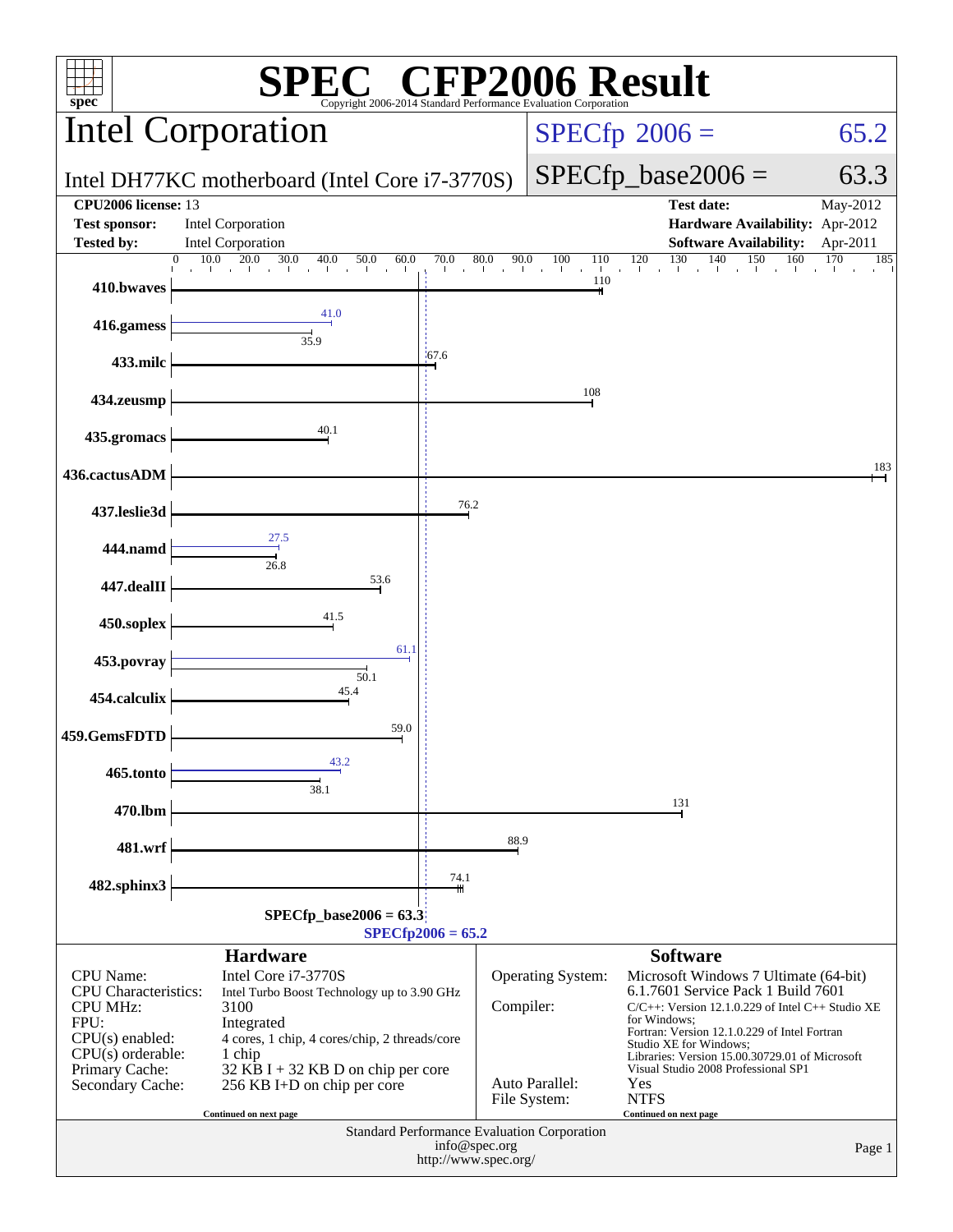# SPEC CFP2006 Result

Copyright 2006-2014 Standard Performance Evaluation Corporation

## Intel Corporation

**Intel DH77KC motherboard (Intel Core i7-3770S)**

SPECfp 2006 = 65.2

SPECfp_base2006 = 63.3

| | | | |
|---|---|---|---|
| **CPU2006 license:** 13 | | **Test date:** | May-2012 |
| **Test sponsor:** | Intel Corporation | **Hardware Availability:** | Apr-2012 |
| **Tested by:** | Intel Corporation | **Software Availability:** | Apr-2011 |

| Benchmark | Base | Peak |
|---|---|---|
| 410.bwaves | 110 | |
| 416.gamess | 35.9 | 41.0 |
| 433.milc | 67.6 | |
| 434.zeusmp | 108 | |
| 435.gromacs | 40.1 | |
| 436.cactusADM | 183 | |
| 437.leslie3d | 76.2 | |
| 444.namd | 26.8 | 27.5 |
| 447.dealII | 53.6 | |
| 450.soplex | 41.5 | |
| 453.povray | 50.1 | 61.1 |
| 454.calculix | 45.4 | |
| 459.GemsFDTD | 59.0 | |
| 465.tonto | 38.1 | 43.2 |
| 470.lbm | 131 | |
| 481.wrf | 88.9 | |
| 482.sphinx3 | 74.1 | |

SPECfp_base2006 = 63.3

SPECfp2006 = 65.2

### Hardware

| | |
|---|---|
| CPU Name: | Intel Core i7-3770S |
| CPU Characteristics: | Intel Turbo Boost Technology up to 3.90 GHz |
| CPU MHz: | 3100 |
| FPU: | Integrated |
| CPU(s) enabled: | 4 cores, 1 chip, 4 cores/chip, 2 threads/core |
| CPU(s) orderable: | 1 chip |
| Primary Cache: | 32 KB I + 32 KB D on chip per core |
| Secondary Cache: | 256 KB I+D on chip per core |

Continued on next page

### Software

| | |
|---|---|
| Operating System: | Microsoft Windows 7 Ultimate (64-bit) 6.1.7601 Service Pack 1 Build 7601 |
| Compiler: | C/C++: Version 12.1.0.229 of Intel C++ Studio XE for Windows; Fortran: Version 12.1.0.229 of Intel Fortran Studio XE for Windows; Libraries: Version 15.00.30729.01 of Microsoft Visual Studio 2008 Professional SP1 |
| Auto Parallel: | Yes |
| File System: | NTFS |

Continued on next page

Standard Performance Evaluation Corporation
info@spec.org
http://www.spec.org/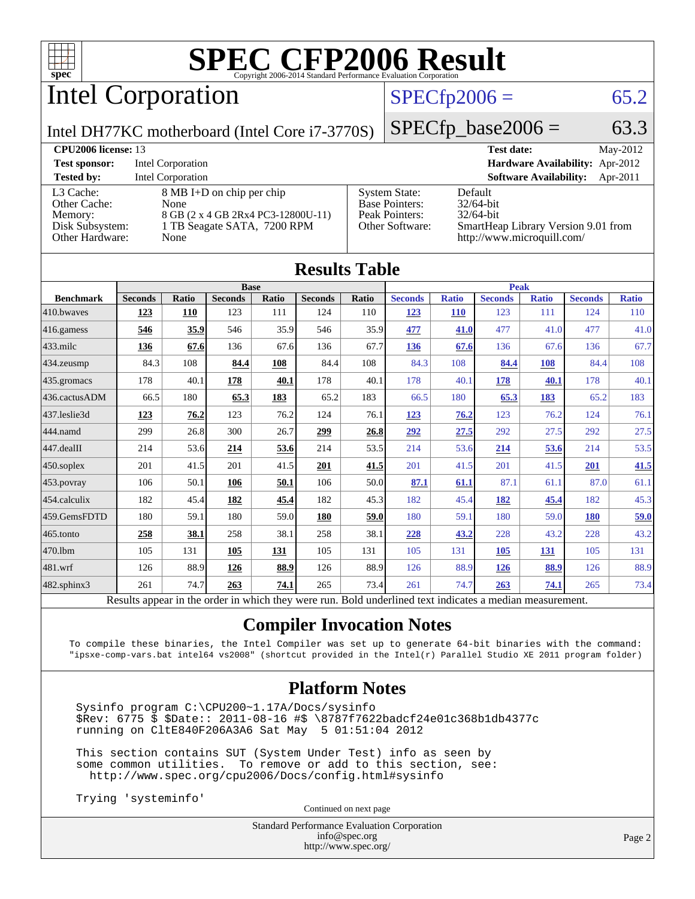# SPEC CFP2006 Result

Copyright 2006-2014 Standard Performance Evaluation Corporation

## Intel Corporation

Intel DH77KC motherboard (Intel Core i7-3770S)

SPECfp2006 = 65.2

SPECfp_base2006 = 63.3

| | | | |
|---|---|---|---|
| **CPU2006 license:** 13 | | **Test date:** | May-2012 |
| **Test sponsor:** | Intel Corporation | **Hardware Availability:** | Apr-2012 |
| **Tested by:** | Intel Corporation | **Software Availability:** | Apr-2011 |

| | | | |
|---|---|---|---|
| L3 Cache: | 8 MB I+D on chip per chip | System State: | Default |
| Other Cache: | None | Base Pointers: | 32/64-bit |
| Memory: | 8 GB (2 x 4 GB 2Rx4 PC3-12800U-11) | Peak Pointers: | 32/64-bit |
| Disk Subsystem: | 1 TB Seagate SATA, 7200 RPM | Other Software: | SmartHeap Library Version 9.01 from http://www.microquill.com/ |
| Other Hardware: | None | | |

## Results Table

| | Base | | | | | | Peak | | | | | |
|---|---|---|---|---|---|---|---|---|---|---|---|---|
| **Benchmark** | **Seconds** | **Ratio** | **Seconds** | **Ratio** | **Seconds** | **Ratio** | **Seconds** | **Ratio** | **Seconds** | **Ratio** | **Seconds** | **Ratio** |
| 410.bwaves | **123** | **110** | 123 | 111 | 124 | 110 | **123** | **110** | 123 | 111 | 124 | 110 |
| 416.gamess | **546** | **35.9** | 546 | 35.9 | 546 | 35.9 | **477** | **41.0** | 477 | 41.0 | 477 | 41.0 |
| 433.milc | **136** | **67.6** | 136 | 67.6 | 136 | 67.7 | **136** | **67.6** | 136 | 67.6 | 136 | 67.7 |
| 434.zeusmp | 84.3 | 108 | **84.4** | **108** | 84.4 | 108 | 84.3 | 108 | **84.4** | **108** | 84.4 | 108 |
| 435.gromacs | 178 | 40.1 | **178** | **40.1** | 178 | 40.1 | 178 | 40.1 | **178** | **40.1** | 178 | 40.1 |
| 436.cactusADM | 66.5 | 180 | **65.3** | **183** | 65.2 | 183 | 66.5 | 180 | **65.3** | **183** | 65.2 | 183 |
| 437.leslie3d | **123** | **76.2** | 123 | 76.2 | 124 | 76.1 | **123** | **76.2** | 123 | 76.2 | 124 | 76.1 |
| 444.namd | 299 | 26.8 | 300 | 26.7 | **299** | **26.8** | **292** | **27.5** | 292 | 27.5 | 292 | 27.5 |
| 447.dealII | 214 | 53.6 | **214** | **53.6** | 214 | 53.5 | 214 | 53.6 | **214** | **53.6** | 214 | 53.5 |
| 450.soplex | 201 | 41.5 | 201 | 41.5 | **201** | **41.5** | 201 | 41.5 | 201 | 41.5 | **201** | **41.5** |
| 453.povray | 106 | 50.1 | **106** | **50.1** | 106 | 50.0 | **87.1** | **61.1** | 87.1 | 61.1 | 87.0 | 61.1 |
| 454.calculix | 182 | 45.4 | **182** | **45.4** | 182 | 45.3 | 182 | 45.4 | **182** | **45.4** | 182 | 45.3 |
| 459.GemsFDTD | 180 | 59.1 | 180 | 59.0 | **180** | **59.0** | 180 | 59.1 | 180 | 59.0 | **180** | **59.0** |
| 465.tonto | **258** | **38.1** | 258 | 38.1 | 258 | 38.1 | **228** | **43.2** | 228 | 43.2 | 228 | 43.2 |
| 470.lbm | 105 | 131 | **105** | **131** | 105 | 131 | 105 | 131 | **105** | **131** | 105 | 131 |
| 481.wrf | 126 | 88.9 | **126** | **88.9** | 126 | 88.9 | 126 | 88.9 | **126** | **88.9** | 126 | 88.9 |
| 482.sphinx3 | 261 | 74.7 | **263** | **74.1** | 265 | 73.4 | 261 | 74.7 | **263** | **74.1** | 265 | 73.4 |

Results appear in the order in which they were run. Bold underlined text indicates a median measurement.

## Compiler Invocation Notes

```
To compile these binaries, the Intel Compiler was set up to generate 64-bit binaries with the command:
"ipsxe-comp-vars.bat intel64 vs2008" (shortcut provided in the Intel(r) Parallel Studio XE 2011 program folder)
```

## Platform Notes

```
Sysinfo program C:\CPU200~1.17A/Docs/sysinfo
$Rev: 6775 $ $Date:: 2011-08-16 #$ \8787f7622badcf24e01c368b1db4377c
running on CltE840F206A3A6 Sat May  5 01:51:04 2012

This section contains SUT (System Under Test) info as seen by
some common utilities.  To remove or add to this section, see:
  http://www.spec.org/cpu2006/Docs/config.html#sysinfo

Trying 'systeminfo'
```

Continued on next page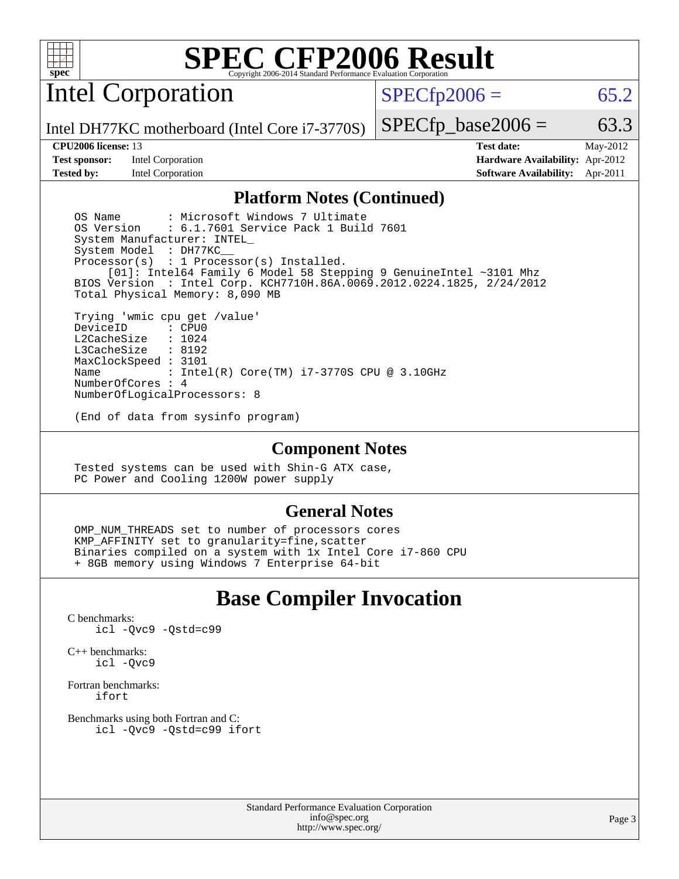## Platform Notes (Continued)

```
OS Name          : Microsoft Windows 7 Ultimate
OS Version       : 6.1.7601 Service Pack 1 Build 7601
System Manufacturer: INTEL_
System Model     : DH77KC__
Processor(s)     : 1 Processor(s) Installed.
     [01]: Intel64 Family 6 Model 58 Stepping 9 GenuineIntel ~3101 Mhz
BIOS Version     : Intel Corp. KCH7710H.86A.0069.2012.0224.1825, 2/24/2012
Total Physical Memory: 8,090 MB

Trying 'wmic cpu get /value'
DeviceID         : CPU0
L2CacheSize      : 1024
L3CacheSize      : 8192
MaxClockSpeed    : 3101
Name             : Intel(R) Core(TM) i7-3770S CPU @ 3.10GHz
NumberOfCores    : 4
NumberOfLogicalProcessors: 8

(End of data from sysinfo program)
```

## Component Notes

```
Tested systems can be used with Shin-G ATX case,
PC Power and Cooling 1200W power supply
```

## General Notes

```
OMP_NUM_THREADS set to number of processors cores
KMP_AFFINITY set to granularity=fine,scatter
Binaries compiled on a system with 1x Intel Core i7-860 CPU
+ 8GB memory using Windows 7 Enterprise 64-bit
```

# Base Compiler Invocation

C benchmarks:
```
icl -Qvc9 -Qstd=c99
```

C++ benchmarks:
```
icl -Qvc9
```

Fortran benchmarks:
```
ifort
```

Benchmarks using both Fortran and C:
```
icl -Qvc9 -Qstd=c99 ifort
```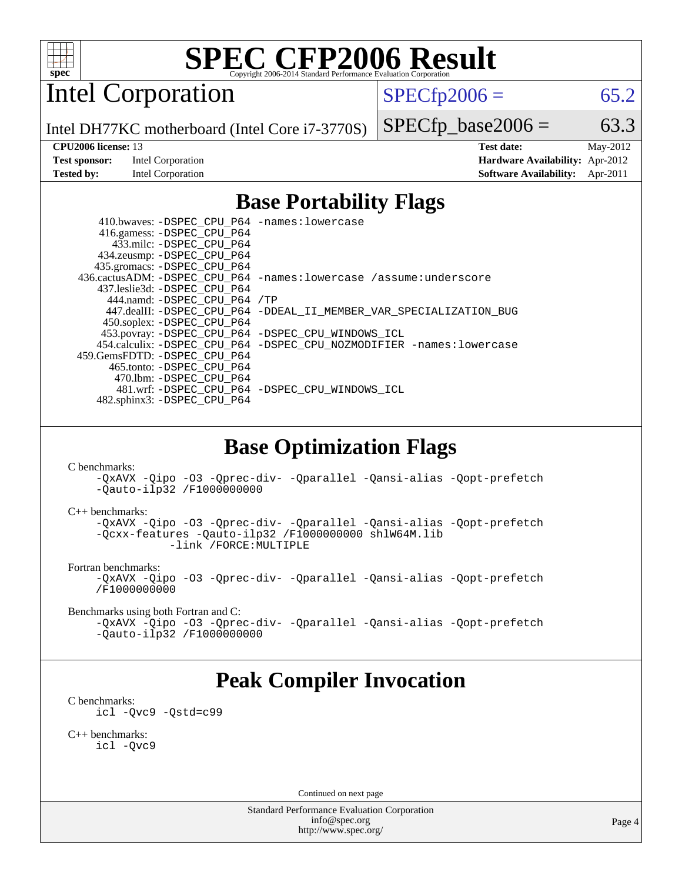# SPEC CFP2006 Result

Copyright 2006-2014 Standard Performance Evaluation Corporation

## Intel Corporation

Intel DH77KC motherboard (Intel Core i7-3770S)

SPECfp2006 = 65.2

SPECfp_base2006 = 63.3

**CPU2006 license:** 13
**Test sponsor:** Intel Corporation
**Tested by:** Intel Corporation

**Test date:** May-2012
**Hardware Availability:** Apr-2012
**Software Availability:** Apr-2011

## Base Portability Flags

410.bwaves: `-DSPEC_CPU_P64 -names:lowercase`
416.gamess: `-DSPEC_CPU_P64`
433.milc: `-DSPEC_CPU_P64`
434.zeusmp: `-DSPEC_CPU_P64`
435.gromacs: `-DSPEC_CPU_P64`
436.cactusADM: `-DSPEC_CPU_P64 -names:lowercase /assume:underscore`
437.leslie3d: `-DSPEC_CPU_P64`
444.namd: `-DSPEC_CPU_P64 /TP`
447.dealII: `-DSPEC_CPU_P64 -DDEAL_II_MEMBER_VAR_SPECIALIZATION_BUG`
450.soplex: `-DSPEC_CPU_P64`
453.povray: `-DSPEC_CPU_P64 -DSPEC_CPU_WINDOWS_ICL`
454.calculix: `-DSPEC_CPU_P64 -DSPEC_CPU_NOZMODIFIER -names:lowercase`
459.GemsFDTD: `-DSPEC_CPU_P64`
465.tonto: `-DSPEC_CPU_P64`
470.lbm: `-DSPEC_CPU_P64`
481.wrf: `-DSPEC_CPU_P64 -DSPEC_CPU_WINDOWS_ICL`
482.sphinx3: `-DSPEC_CPU_P64`

## Base Optimization Flags

C benchmarks:

```
-QxAVX -Qipo -O3 -Qprec-div- -Qparallel -Qansi-alias -Qopt-prefetch
-Qauto-ilp32 /F1000000000
```

C++ benchmarks:

```
-QxAVX -Qipo -O3 -Qprec-div- -Qparallel -Qansi-alias -Qopt-prefetch
-Qcxx-features -Qauto-ilp32 /F1000000000 shlW64M.lib
          -link /FORCE:MULTIPLE
```

Fortran benchmarks:

```
-QxAVX -Qipo -O3 -Qprec-div- -Qparallel -Qansi-alias -Qopt-prefetch
/F1000000000
```

Benchmarks using both Fortran and C:

```
-QxAVX -Qipo -O3 -Qprec-div- -Qparallel -Qansi-alias -Qopt-prefetch
-Qauto-ilp32 /F1000000000
```

## Peak Compiler Invocation

C benchmarks:

```
icl -Qvc9 -Qstd=c99
```

C++ benchmarks:

```
icl -Qvc9
```

Continued on next page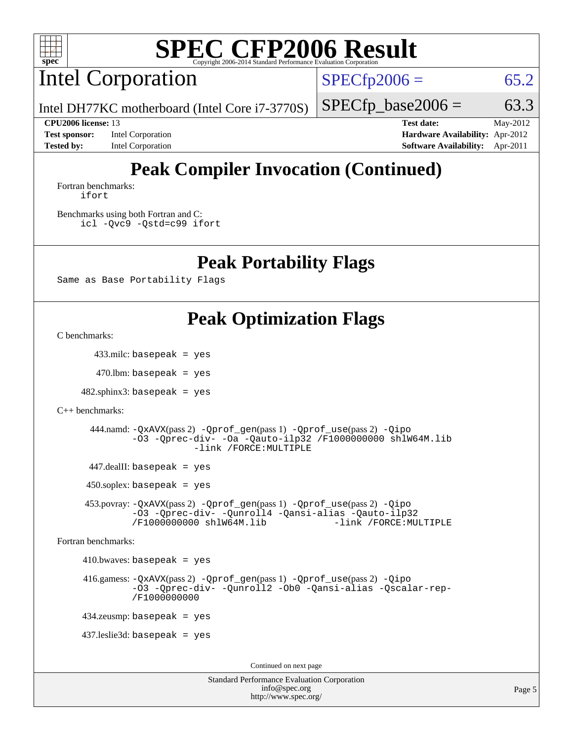# SPEC CFP2006 Result

Copyright 2006-2014 Standard Performance Evaluation Corporation

## Intel Corporation

Intel DH77KC motherboard (Intel Core i7-3770S)

SPECfp2006 = 65.2

SPECfp_base2006 = 63.3

| | | | |
|---|---|---|---|
| **CPU2006 license:** 13 | | **Test date:** | May-2012 |
| **Test sponsor:** | Intel Corporation | **Hardware Availability:** | Apr-2012 |
| **Tested by:** | Intel Corporation | **Software Availability:** | Apr-2011 |

## Peak Compiler Invocation (Continued)

Fortran benchmarks:

```
ifort
```

Benchmarks using both Fortran and C:

```
icl -Qvc9 -Qstd=c99 ifort
```

## Peak Portability Flags

Same as Base Portability Flags

## Peak Optimization Flags

C benchmarks:

433.milc: `basepeak = yes`

470.lbm: `basepeak = yes`

482.sphinx3: `basepeak = yes`

C++ benchmarks:

444.namd: `-QxAVX`(pass 2) `-Qprof_gen`(pass 1) `-Qprof_use`(pass 2) `-Qipo -O3 -Qprec-div- -Oa -Qauto-ilp32 /F1000000000 shlW64M.lib -link /FORCE:MULTIPLE`

447.dealII: `basepeak = yes`

450.soplex: `basepeak = yes`

453.povray: `-QxAVX`(pass 2) `-Qprof_gen`(pass 1) `-Qprof_use`(pass 2) `-Qipo -O3 -Qprec-div- -Qunroll4 -Qansi-alias -Qauto-ilp32 /F1000000000 shlW64M.lib -link /FORCE:MULTIPLE`

Fortran benchmarks:

410.bwaves: `basepeak = yes`

416.gamess: `-QxAVX`(pass 2) `-Qprof_gen`(pass 1) `-Qprof_use`(pass 2) `-Qipo -O3 -Qprec-div- -Qunroll2 -Ob0 -Qansi-alias -Qscalar-rep- /F1000000000`

434.zeusmp: `basepeak = yes`

437.leslie3d: `basepeak = yes`

Continued on next page

Standard Performance Evaluation Corporation
info@spec.org
http://www.spec.org/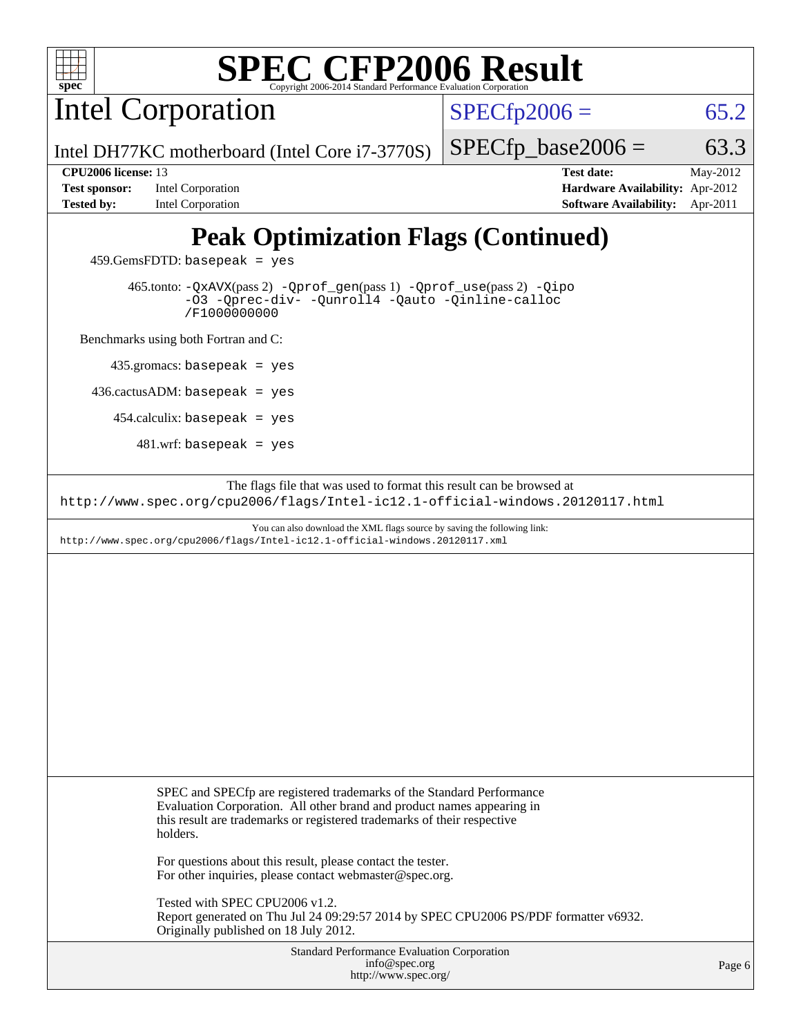# Peak Optimization Flags (Continued)

459.GemsFDTD: basepeak = yes

465.tonto: -QxAVX(pass 2) -Qprof_gen(pass 1) -Qprof_use(pass 2) -Qipo -O3 -Qprec-div- -Qunroll4 -Qauto -Qinline-calloc /F1000000000

Benchmarks using both Fortran and C:

435.gromacs: basepeak = yes

436.cactusADM: basepeak = yes

454.calculix: basepeak = yes

481.wrf: basepeak = yes

The flags file that was used to format this result can be browsed at
http://www.spec.org/cpu2006/flags/Intel-ic12.1-official-windows.20120117.html

You can also download the XML flags source by saving the following link:
http://www.spec.org/cpu2006/flags/Intel-ic12.1-official-windows.20120117.xml

SPEC and SPECfp are registered trademarks of the Standard Performance Evaluation Corporation. All other brand and product names appearing in this result are trademarks or registered trademarks of their respective holders.

For questions about this result, please contact the tester.
For other inquiries, please contact webmaster@spec.org.

Tested with SPEC CPU2006 v1.2.
Report generated on Thu Jul 24 09:29:57 2014 by SPEC CPU2006 PS/PDF formatter v6932.
Originally published on 18 July 2012.